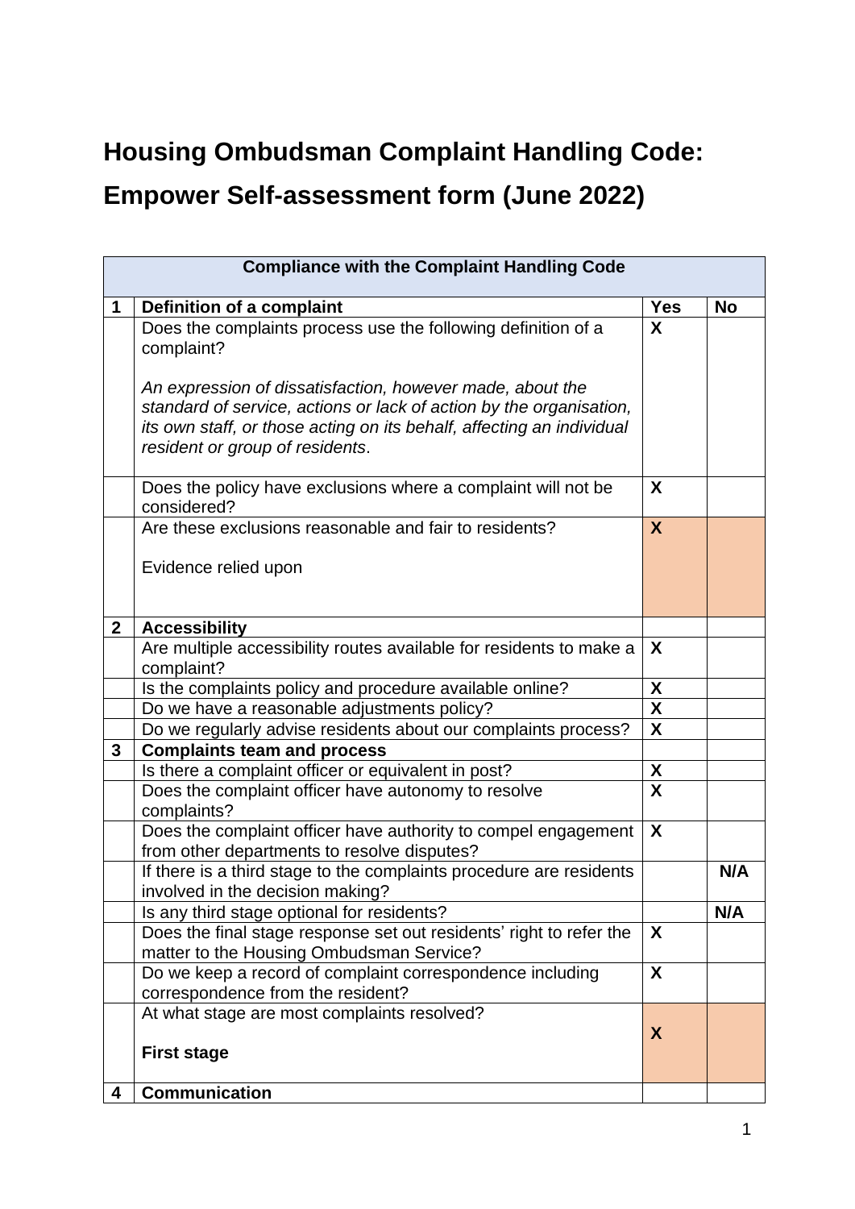# Housing Ombudsman Complaint Handling Code:

# Empower Self-assessment form (June 2022)

| Compliance with the Complaint Handling Code | | | |
|---|---|---|---|
| **1** | **Definition of a complaint** | **Yes** | **No** |
| | Does the complaints process use the following definition of a complaint?<br><br>*An expression of dissatisfaction, however made, about the standard of service, actions or lack of action by the organisation, its own staff, or those acting on its behalf, affecting an individual resident or group of residents*. | X | |
| | Does the policy have exclusions where a complaint will not be considered? | X | |
| | Are these exclusions reasonable and fair to residents?<br><br>Evidence relied upon | X | |
| **2** | **Accessibility** | | |
| | Are multiple accessibility routes available for residents to make a complaint? | X | |
| | Is the complaints policy and procedure available online? | X | |
| | Do we have a reasonable adjustments policy? | X | |
| | Do we regularly advise residents about our complaints process? | X | |
| **3** | **Complaints team and process** | | |
| | Is there a complaint officer or equivalent in post? | X | |
| | Does the complaint officer have autonomy to resolve complaints? | X | |
| | Does the complaint officer have authority to compel engagement from other departments to resolve disputes? | X | |
| | If there is a third stage to the complaints procedure are residents involved in the decision making? | | N/A |
| | Is any third stage optional for residents? | | N/A |
| | Does the final stage response set out residents' right to refer the matter to the Housing Ombudsman Service? | X | |
| | Do we keep a record of complaint correspondence including correspondence from the resident? | X | |
| | At what stage are most complaints resolved?<br><br>**First stage** | X | |
| **4** | **Communication** | | |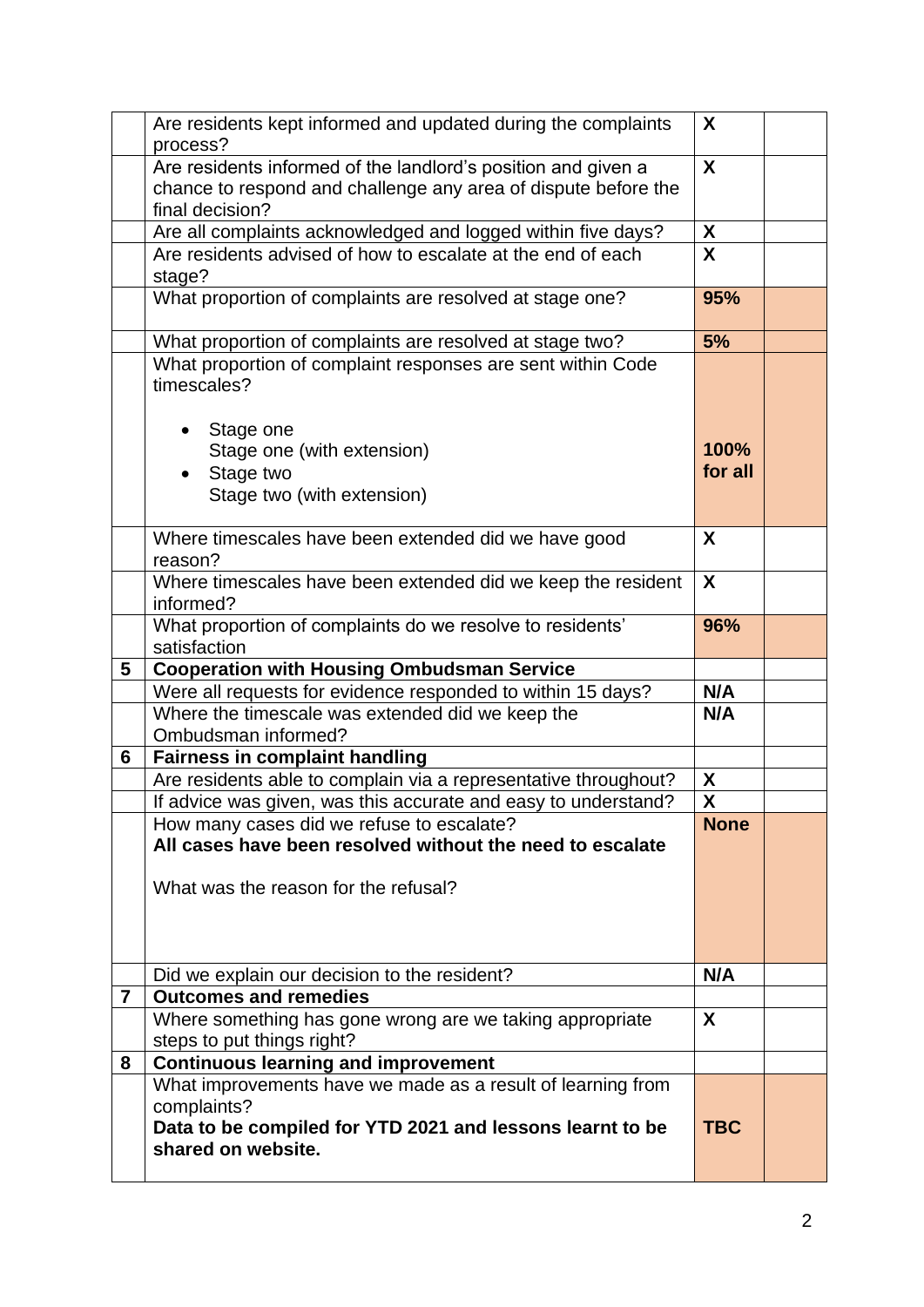| | | | |
|---|---|---|---|
| | Are residents kept informed and updated during the complaints process? | **X** | |
| | Are residents informed of the landlord's position and given a chance to respond and challenge any area of dispute before the final decision? | **X** | |
| | Are all complaints acknowledged and logged within five days? | **X** | |
| | Are residents advised of how to escalate at the end of each stage? | **X** | |
| | What proportion of complaints are resolved at stage one? | **95%** | |
| | What proportion of complaints are resolved at stage two? | **5%** | |
| | What proportion of complaint responses are sent within Code timescales?<br><br>• Stage one<br>Stage one (with extension)<br>• Stage two<br>Stage two (with extension) | **100% for all** | |
| | Where timescales have been extended did we have good reason? | **X** | |
| | Where timescales have been extended did we keep the resident informed? | **X** | |
| | What proportion of complaints do we resolve to residents' satisfaction | **96%** | |
| **5** | **Cooperation with Housing Ombudsman Service** | | |
| | Were all requests for evidence responded to within 15 days? | **N/A** | |
| | Where the timescale was extended did we keep the Ombudsman informed? | **N/A** | |
| **6** | **Fairness in complaint handling** | | |
| | Are residents able to complain via a representative throughout? | **X** | |
| | If advice was given, was this accurate and easy to understand? | **X** | |
| | How many cases did we refuse to escalate?<br>**All cases have been resolved without the need to escalate**<br><br>What was the reason for the refusal? | **None** | |
| | Did we explain our decision to the resident? | **N/A** | |
| **7** | **Outcomes and remedies** | | |
| | Where something has gone wrong are we taking appropriate steps to put things right? | **X** | |
| **8** | **Continuous learning and improvement** | | |
| | What improvements have we made as a result of learning from complaints?<br>**Data to be compiled for YTD 2021 and lessons learnt to be shared on website.** | **TBC** | |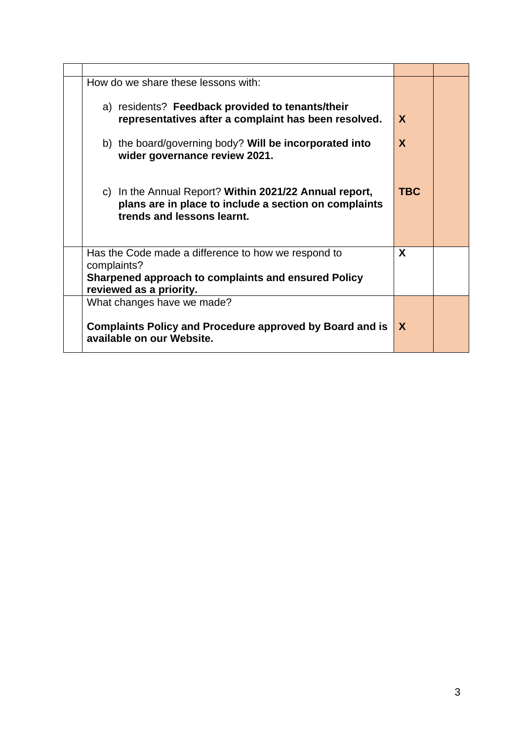| | | | |
|---|---|---|---|
| | | | |
| | How do we share these lessons with:<br><br>a) residents? **Feedback provided to tenants/their representatives after a complaint has been resolved.**<br><br>b) the board/governing body? **Will be incorporated into wider governance review 2021.**<br><br>c) In the Annual Report? **Within 2021/22 Annual report, plans are in place to include a section on complaints trends and lessons learnt.** | <br><br>**X**<br><br>**X**<br><br>**TBC** | |
| | Has the Code made a difference to how we respond to complaints?<br>**Sharpened approach to complaints and ensured Policy reviewed as a priority.** | **X** | |
| | What changes have we made?<br><br>**Complaints Policy and Procedure approved by Board and is available on our Website.** | **X** | |